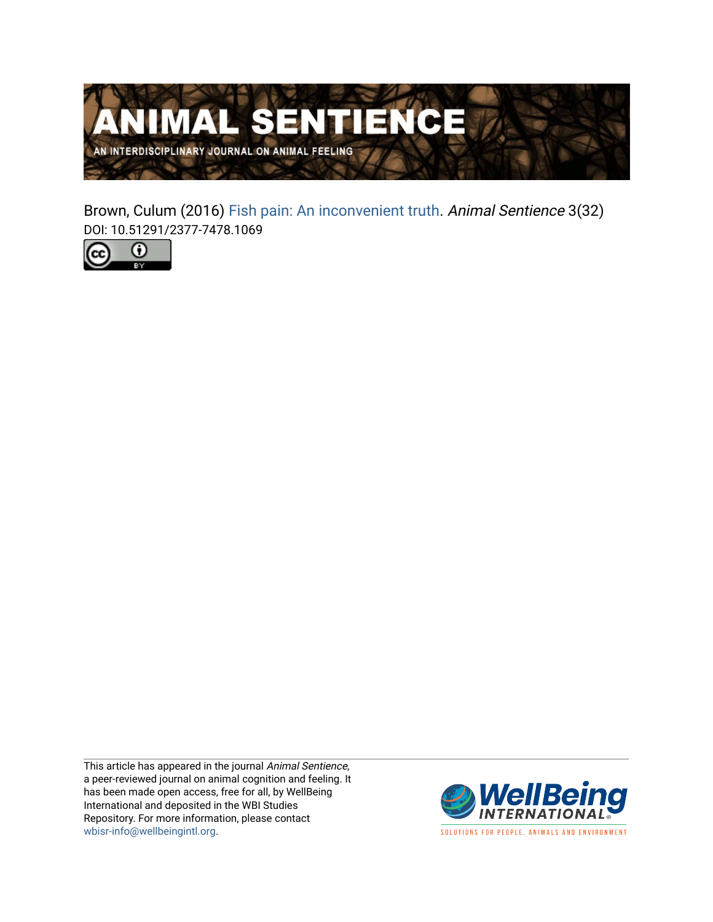# ANIMAL SENTIENCE

AN INTERDISCIPLINARY JOURNAL ON ANIMAL FEELING

Brown, Culum (2016) Fish pain: An inconvenient truth. *Animal Sentience* 3(32)
DOI: 10.51291/2377-7478.1069

This article has appeared in the journal *Animal Sentience*, a peer-reviewed journal on animal cognition and feeling. It has been made open access, free for all, by WellBeing International and deposited in the WBI Studies Repository. For more information, please contact wbisr-info@wellbeingintl.org.

WellBeing INTERNATIONAL

SOLUTIONS FOR PEOPLE, ANIMALS AND ENVIRONMENT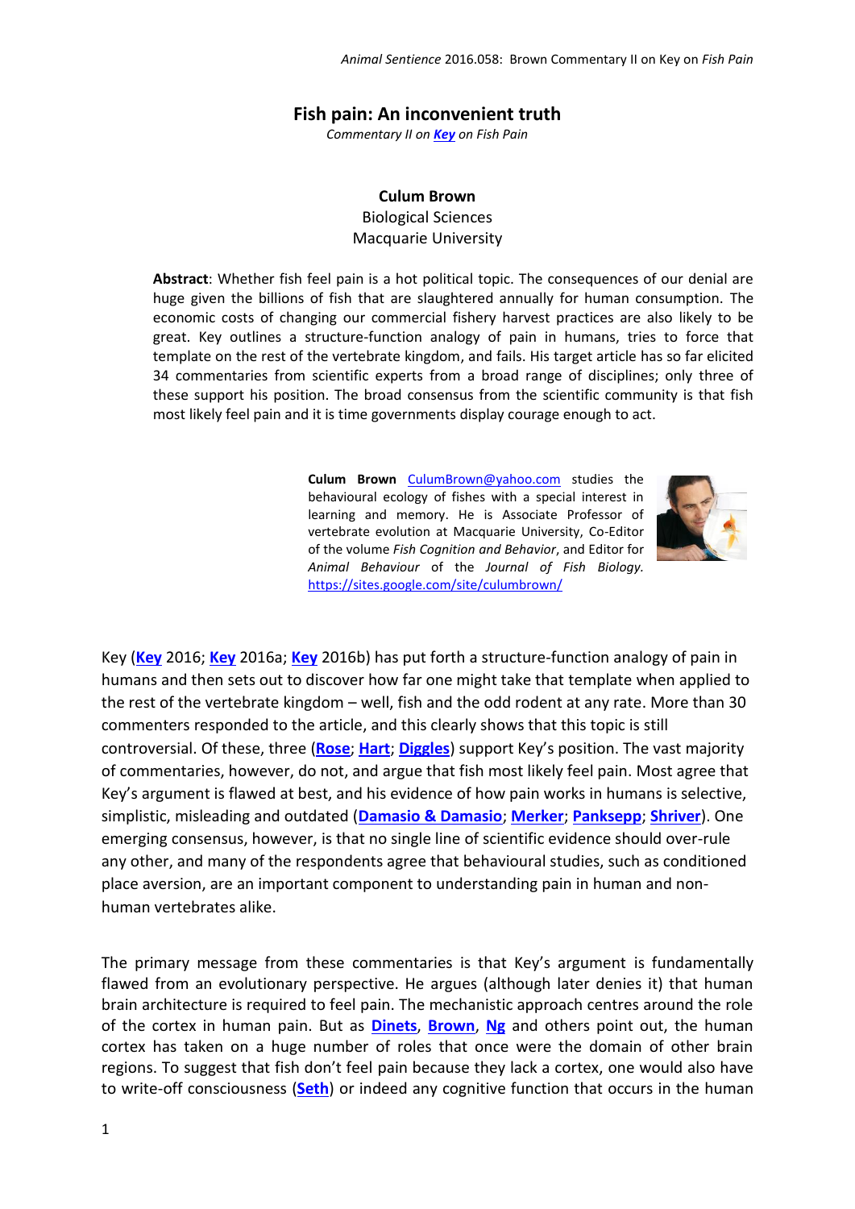# Fish pain: An inconvenient truth

*Commentary II on* [**Key**](#) *on Fish Pain*

**Culum Brown**
Biological Sciences
Macquarie University

**Abstract**: Whether fish feel pain is a hot political topic. The consequences of our denial are huge given the billions of fish that are slaughtered annually for human consumption. The economic costs of changing our commercial fishery harvest practices are also likely to be great. Key outlines a structure-function analogy of pain in humans, tries to force that template on the rest of the vertebrate kingdom, and fails. His target article has so far elicited 34 commentaries from scientific experts from a broad range of disciplines; only three of these support his position. The broad consensus from the scientific community is that fish most likely feel pain and it is time governments display courage enough to act.

**Culum Brown** CulumBrown@yahoo.com studies the behavioural ecology of fishes with a special interest in learning and memory. He is Associate Professor of vertebrate evolution at Macquarie University, Co-Editor of the volume *Fish Cognition and Behavior*, and Editor for *Animal Behaviour* of the *Journal of Fish Biology.* https://sites.google.com/site/culumbrown/

Key (**Key** 2016; **Key** 2016a; **Key** 2016b) has put forth a structure-function analogy of pain in humans and then sets out to discover how far one might take that template when applied to the rest of the vertebrate kingdom – well, fish and the odd rodent at any rate. More than 30 commenters responded to the article, and this clearly shows that this topic is still controversial. Of these, three (**Rose**; **Hart**; **Diggles**) support Key's position. The vast majority of commentaries, however, do not, and argue that fish most likely feel pain. Most agree that Key's argument is flawed at best, and his evidence of how pain works in humans is selective, simplistic, misleading and outdated (**Damasio & Damasio**; **Merker**; **Panksepp**; **Shriver**). One emerging consensus, however, is that no single line of scientific evidence should over-rule any other, and many of the respondents agree that behavioural studies, such as conditioned place aversion, are an important component to understanding pain in human and non-human vertebrates alike.

The primary message from these commentaries is that Key's argument is fundamentally flawed from an evolutionary perspective. He argues (although later denies it) that human brain architecture is required to feel pain. The mechanistic approach centres around the role of the cortex in human pain. But as **Dinets**, **Brown**, **Ng** and others point out, the human cortex has taken on a huge number of roles that once were the domain of other brain regions. To suggest that fish don't feel pain because they lack a cortex, one would also have to write-off consciousness (**Seth**) or indeed any cognitive function that occurs in the human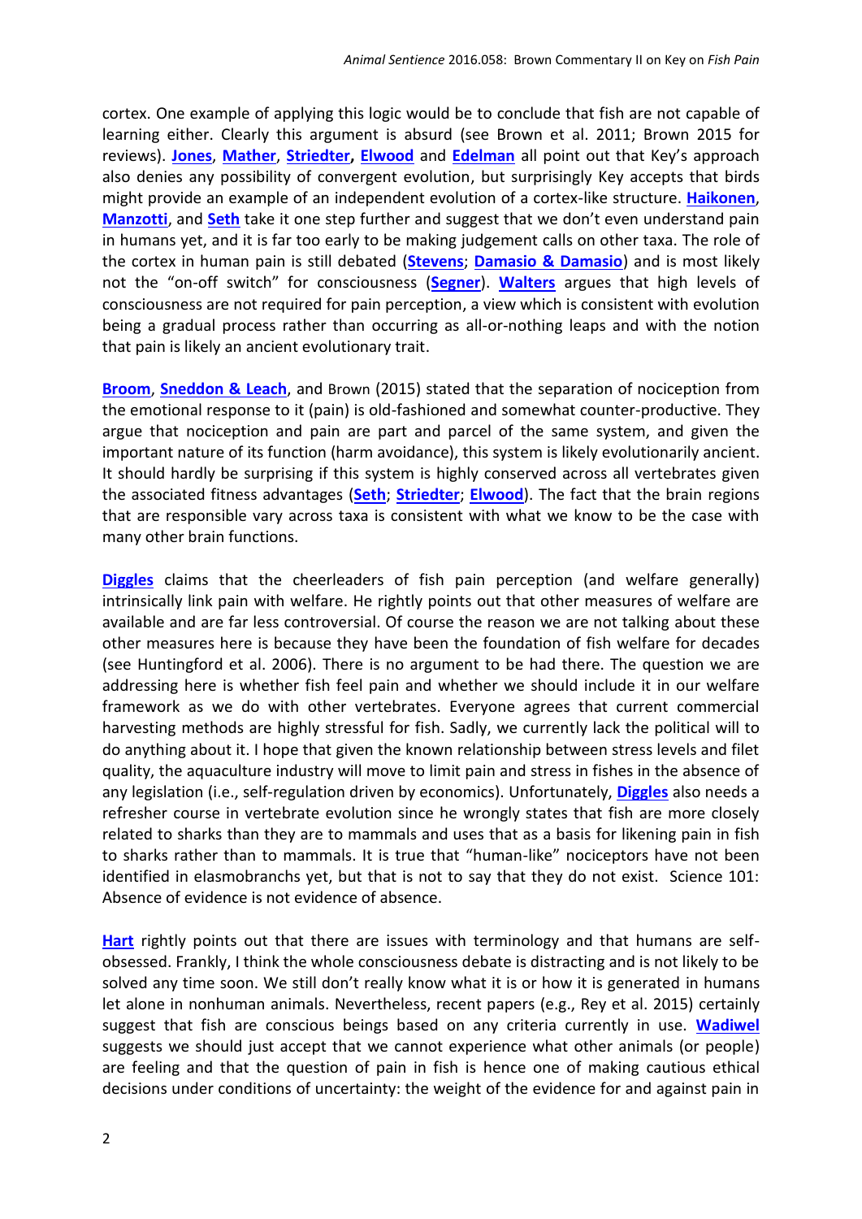cortex. One example of applying this logic would be to conclude that fish are not capable of learning either. Clearly this argument is absurd (see Brown et al. 2011; Brown 2015 for reviews). **Jones**, **Mather**, **Striedter**, **Elwood** and **Edelman** all point out that Key's approach also denies any possibility of convergent evolution, but surprisingly Key accepts that birds might provide an example of an independent evolution of a cortex-like structure. **Haikonen**, **Manzotti**, and **Seth** take it one step further and suggest that we don't even understand pain in humans yet, and it is far too early to be making judgement calls on other taxa. The role of the cortex in human pain is still debated (**Stevens**; **Damasio & Damasio**) and is most likely not the "on-off switch" for consciousness (**Segner**). **Walters** argues that high levels of consciousness are not required for pain perception, a view which is consistent with evolution being a gradual process rather than occurring as all-or-nothing leaps and with the notion that pain is likely an ancient evolutionary trait.

**Broom**, **Sneddon & Leach**, and Brown (2015) stated that the separation of nociception from the emotional response to it (pain) is old-fashioned and somewhat counter-productive. They argue that nociception and pain are part and parcel of the same system, and given the important nature of its function (harm avoidance), this system is likely evolutionarily ancient. It should hardly be surprising if this system is highly conserved across all vertebrates given the associated fitness advantages (**Seth**; **Striedter**; **Elwood**). The fact that the brain regions that are responsible vary across taxa is consistent with what we know to be the case with many other brain functions.

**Diggles** claims that the cheerleaders of fish pain perception (and welfare generally) intrinsically link pain with welfare. He rightly points out that other measures of welfare are available and are far less controversial. Of course the reason we are not talking about these other measures here is because they have been the foundation of fish welfare for decades (see Huntingford et al. 2006). There is no argument to be had there. The question we are addressing here is whether fish feel pain and whether we should include it in our welfare framework as we do with other vertebrates. Everyone agrees that current commercial harvesting methods are highly stressful for fish. Sadly, we currently lack the political will to do anything about it. I hope that given the known relationship between stress levels and filet quality, the aquaculture industry will move to limit pain and stress in fishes in the absence of any legislation (i.e., self-regulation driven by economics). Unfortunately, **Diggles** also needs a refresher course in vertebrate evolution since he wrongly states that fish are more closely related to sharks than they are to mammals and uses that as a basis for likening pain in fish to sharks rather than to mammals. It is true that "human-like" nociceptors have not been identified in elasmobranchs yet, but that is not to say that they do not exist. Science 101: Absence of evidence is not evidence of absence.

**Hart** rightly points out that there are issues with terminology and that humans are self-obsessed. Frankly, I think the whole consciousness debate is distracting and is not likely to be solved any time soon. We still don't really know what it is or how it is generated in humans let alone in nonhuman animals. Nevertheless, recent papers (e.g., Rey et al. 2015) certainly suggest that fish are conscious beings based on any criteria currently in use. **Wadiwel** suggests we should just accept that we cannot experience what other animals (or people) are feeling and that the question of pain in fish is hence one of making cautious ethical decisions under conditions of uncertainty: the weight of the evidence for and against pain in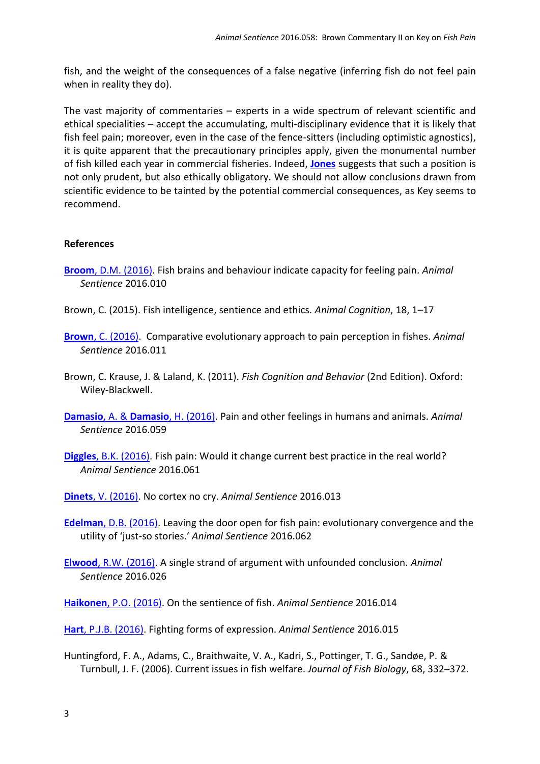fish, and the weight of the consequences of a false negative (inferring fish do not feel pain when in reality they do).

The vast majority of commentaries – experts in a wide spectrum of relevant scientific and ethical specialities – accept the accumulating, multi-disciplinary evidence that it is likely that fish feel pain; moreover, even in the case of the fence-sitters (including optimistic agnostics), it is quite apparent that the precautionary principles apply, given the monumental number of fish killed each year in commercial fisheries. Indeed, **Jones** suggests that such a position is not only prudent, but also ethically obligatory. We should not allow conclusions drawn from scientific evidence to be tainted by the potential commercial consequences, as Key seems to recommend.

## References

**Broom**, D.M. (2016). Fish brains and behaviour indicate capacity for feeling pain. *Animal Sentience* 2016.010

Brown, C. (2015). Fish intelligence, sentience and ethics. *Animal Cognition*, 18, 1–17

**Brown**, C. (2016). Comparative evolutionary approach to pain perception in fishes. *Animal Sentience* 2016.011

Brown, C. Krause, J. & Laland, K. (2011). *Fish Cognition and Behavior* (2nd Edition). Oxford: Wiley-Blackwell.

**Damasio**, A. & **Damasio**, H. (2016). Pain and other feelings in humans and animals. *Animal Sentience* 2016.059

**Diggles**, B.K. (2016). Fish pain: Would it change current best practice in the real world? *Animal Sentience* 2016.061

**Dinets**, V. (2016). No cortex no cry. *Animal Sentience* 2016.013

**Edelman**, D.B. (2016). Leaving the door open for fish pain: evolutionary convergence and the utility of 'just-so stories.' *Animal Sentience* 2016.062

**Elwood**, R.W. (2016). A single strand of argument with unfounded conclusion. *Animal Sentience* 2016.026

**Haikonen**, P.O. (2016). On the sentience of fish. *Animal Sentience* 2016.014

**Hart**, P.J.B. (2016). Fighting forms of expression. *Animal Sentience* 2016.015

Huntingford, F. A., Adams, C., Braithwaite, V. A., Kadri, S., Pottinger, T. G., Sandøe, P. & Turnbull, J. F. (2006). Current issues in fish welfare. *Journal of Fish Biology*, 68, 332–372.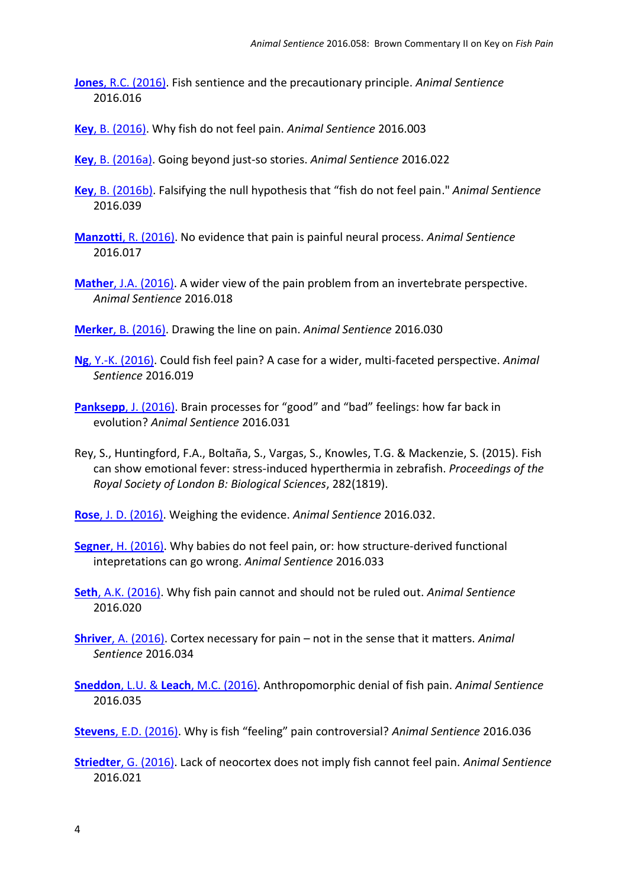**Jones**, R.C. (2016). Fish sentience and the precautionary principle. *Animal Sentience* 2016.016

**Key**, B. (2016). Why fish do not feel pain. *Animal Sentience* 2016.003

**Key**, B. (2016a). Going beyond just-so stories. *Animal Sentience* 2016.022

**Key**, B. (2016b). Falsifying the null hypothesis that "fish do not feel pain." *Animal Sentience* 2016.039

**Manzotti**, R. (2016). No evidence that pain is painful neural process. *Animal Sentience* 2016.017

**Mather**, J.A. (2016). A wider view of the pain problem from an invertebrate perspective. *Animal Sentience* 2016.018

**Merker**, B. (2016). Drawing the line on pain. *Animal Sentience* 2016.030

**Ng**, Y.-K. (2016). Could fish feel pain? A case for a wider, multi-faceted perspective. *Animal Sentience* 2016.019

**Panksepp**, J. (2016). Brain processes for "good" and "bad" feelings: how far back in evolution? *Animal Sentience* 2016.031

Rey, S., Huntingford, F.A., Boltaña, S., Vargas, S., Knowles, T.G. & Mackenzie, S. (2015). Fish can show emotional fever: stress-induced hyperthermia in zebrafish. *Proceedings of the Royal Society of London B: Biological Sciences*, 282(1819).

**Rose**, J. D. (2016). Weighing the evidence. *Animal Sentience* 2016.032.

**Segner**, H. (2016). Why babies do not feel pain, or: how structure-derived functional intepretations can go wrong. *Animal Sentience* 2016.033

**Seth**, A.K. (2016). Why fish pain cannot and should not be ruled out. *Animal Sentience* 2016.020

**Shriver**, A. (2016). Cortex necessary for pain – not in the sense that it matters. *Animal Sentience* 2016.034

**Sneddon**, L.U. & **Leach**, M.C. (2016). Anthropomorphic denial of fish pain. *Animal Sentience* 2016.035

**Stevens**, E.D. (2016). Why is fish "feeling" pain controversial? *Animal Sentience* 2016.036

**Striedter**, G. (2016). Lack of neocortex does not imply fish cannot feel pain. *Animal Sentience* 2016.021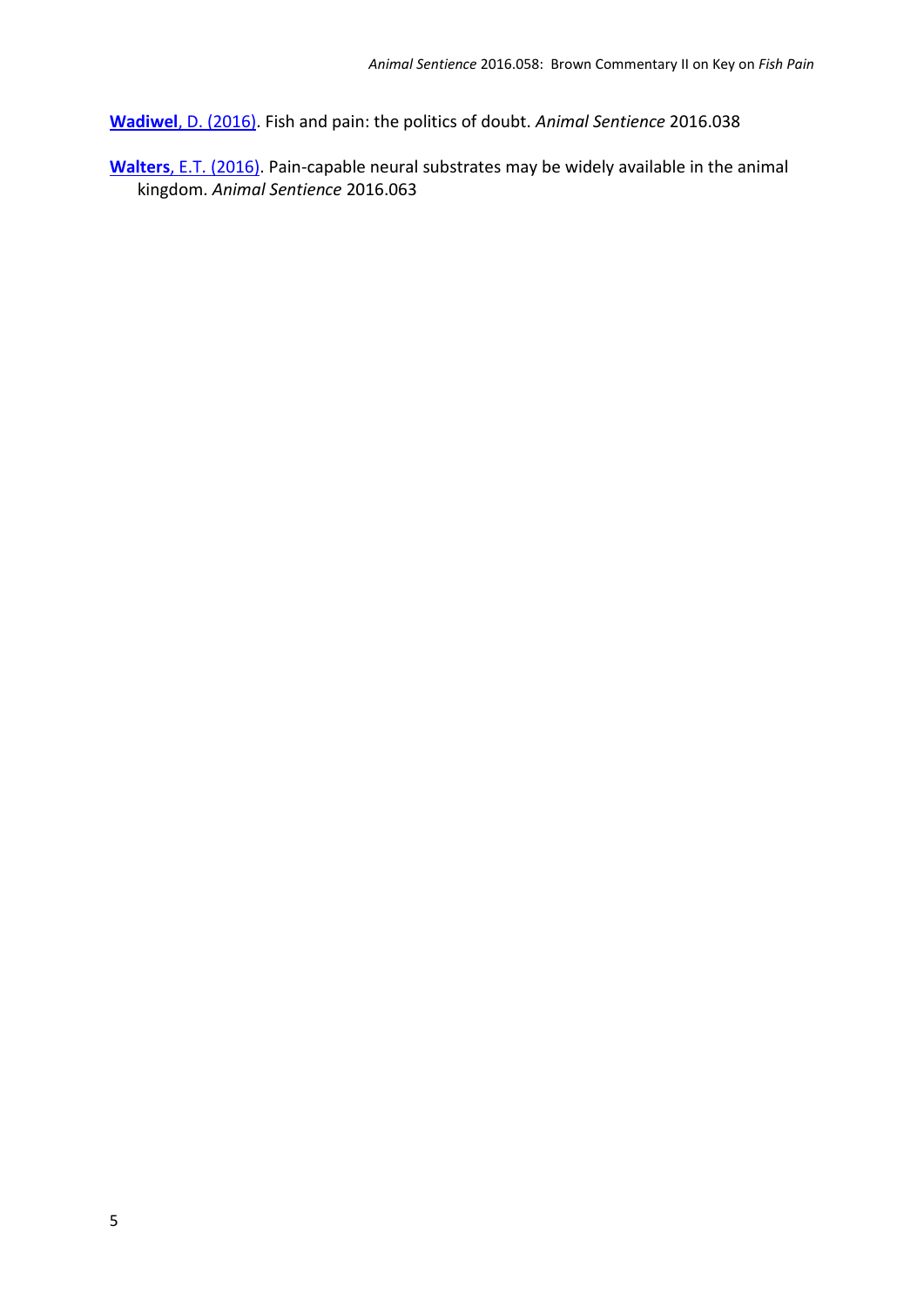**Wadiwel**, D. (2016). Fish and pain: the politics of doubt. *Animal Sentience* 2016.038

**Walters**, E.T. (2016). Pain-capable neural substrates may be widely available in the animal kingdom. *Animal Sentience* 2016.063